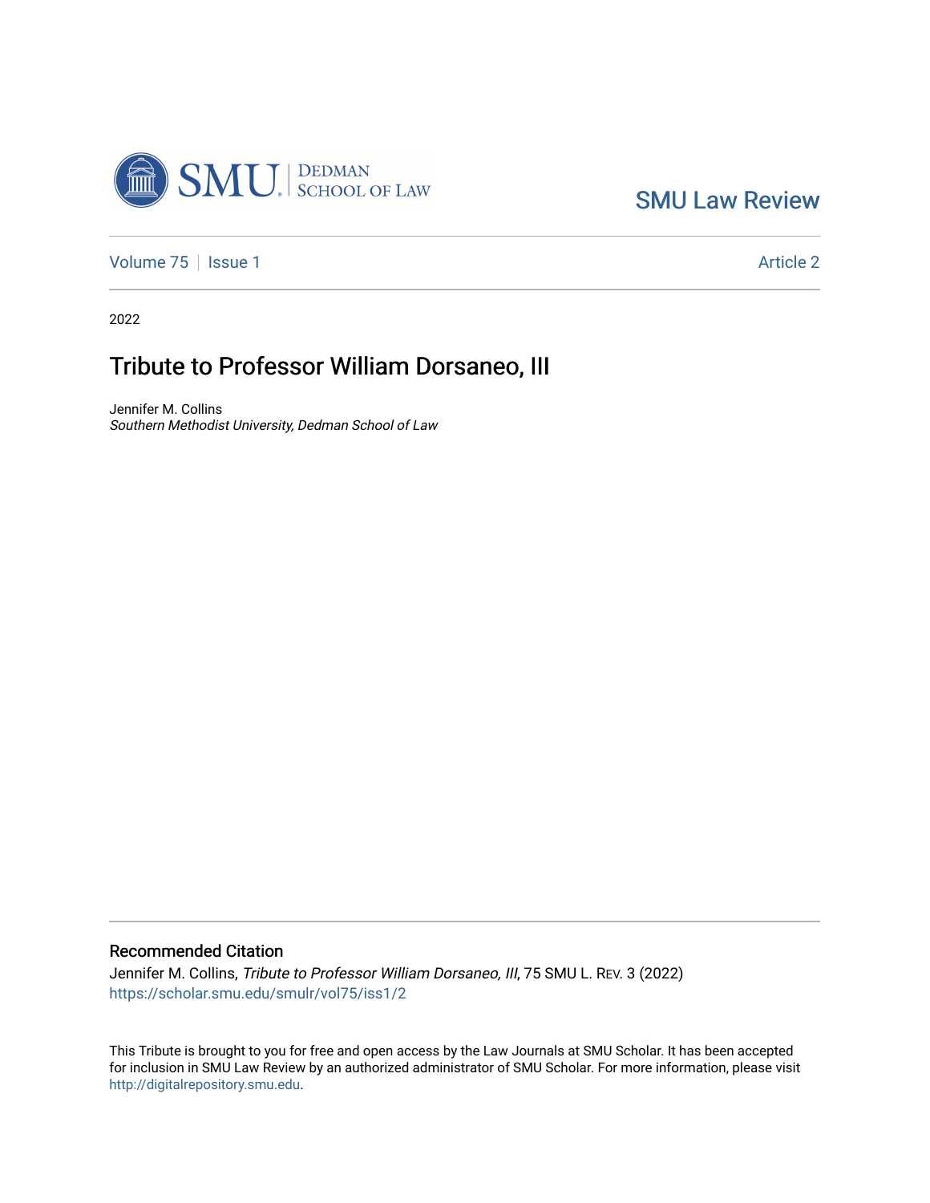SMU Law Review

Volume 75 | Issue 1 — Article 2

2022

# Tribute to Professor William Dorsaneo, III

Jennifer M. Collins
*Southern Methodist University, Dedman School of Law*

## Recommended Citation

Jennifer M. Collins, *Tribute to Professor William Dorsaneo, III*, 75 SMU L. Rev. 3 (2022)
https://scholar.smu.edu/smulr/vol75/iss1/2

This Tribute is brought to you for free and open access by the Law Journals at SMU Scholar. It has been accepted for inclusion in SMU Law Review by an authorized administrator of SMU Scholar. For more information, please visit http://digitalrepository.smu.edu.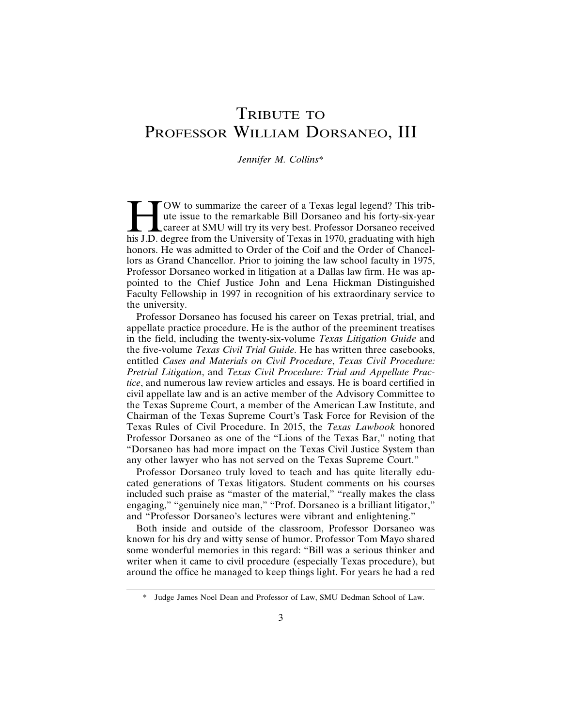# Tribute to Professor William Dorsaneo, III

*Jennifer M. Collins**

HOW to summarize the career of a Texas legal legend? This tribute issue to the remarkable Bill Dorsaneo and his forty-six-year career at SMU will try its very best. Professor Dorsaneo received his J.D. degree from the University of Texas in 1970, graduating with high honors. He was admitted to Order of the Coif and the Order of Chancellors as Grand Chancellor. Prior to joining the law school faculty in 1975, Professor Dorsaneo worked in litigation at a Dallas law firm. He was appointed to the Chief Justice John and Lena Hickman Distinguished Faculty Fellowship in 1997 in recognition of his extraordinary service to the university.

Professor Dorsaneo has focused his career on Texas pretrial, trial, and appellate practice procedure. He is the author of the preeminent treatises in the field, including the twenty-six-volume *Texas Litigation Guide* and the five-volume *Texas Civil Trial Guide*. He has written three casebooks, entitled *Cases and Materials on Civil Procedure*, *Texas Civil Procedure: Pretrial Litigation*, and *Texas Civil Procedure: Trial and Appellate Practice*, and numerous law review articles and essays. He is board certified in civil appellate law and is an active member of the Advisory Committee to the Texas Supreme Court, a member of the American Law Institute, and Chairman of the Texas Supreme Court's Task Force for Revision of the Texas Rules of Civil Procedure. In 2015, the *Texas Lawbook* honored Professor Dorsaneo as one of the "Lions of the Texas Bar," noting that "Dorsaneo has had more impact on the Texas Civil Justice System than any other lawyer who has not served on the Texas Supreme Court."

Professor Dorsaneo truly loved to teach and has quite literally educated generations of Texas litigators. Student comments on his courses included such praise as "master of the material," "really makes the class engaging," "genuinely nice man," "Prof. Dorsaneo is a brilliant litigator," and "Professor Dorsaneo's lectures were vibrant and enlightening."

Both inside and outside of the classroom, Professor Dorsaneo was known for his dry and witty sense of humor. Professor Tom Mayo shared some wonderful memories in this regard: "Bill was a serious thinker and writer when it came to civil procedure (especially Texas procedure), but around the office he managed to keep things light. For years he had a red

\* Judge James Noel Dean and Professor of Law, SMU Dedman School of Law.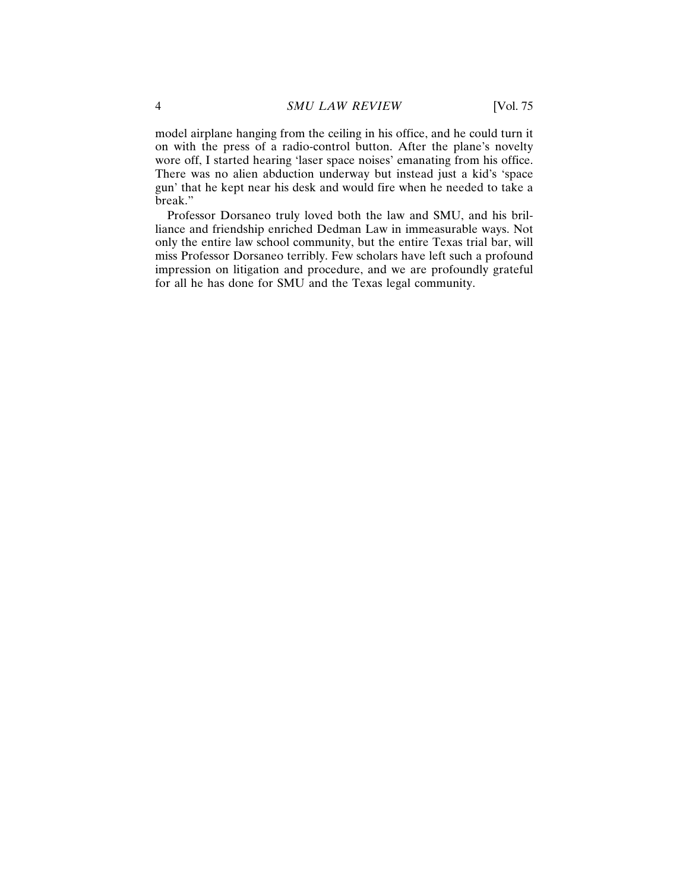model airplane hanging from the ceiling in his office, and he could turn it on with the press of a radio-control button. After the plane's novelty wore off, I started hearing 'laser space noises' emanating from his office. There was no alien abduction underway but instead just a kid's 'space gun' that he kept near his desk and would fire when he needed to take a break."

Professor Dorsaneo truly loved both the law and SMU, and his brilliance and friendship enriched Dedman Law in immeasurable ways. Not only the entire law school community, but the entire Texas trial bar, will miss Professor Dorsaneo terribly. Few scholars have left such a profound impression on litigation and procedure, and we are profoundly grateful for all he has done for SMU and the Texas legal community.